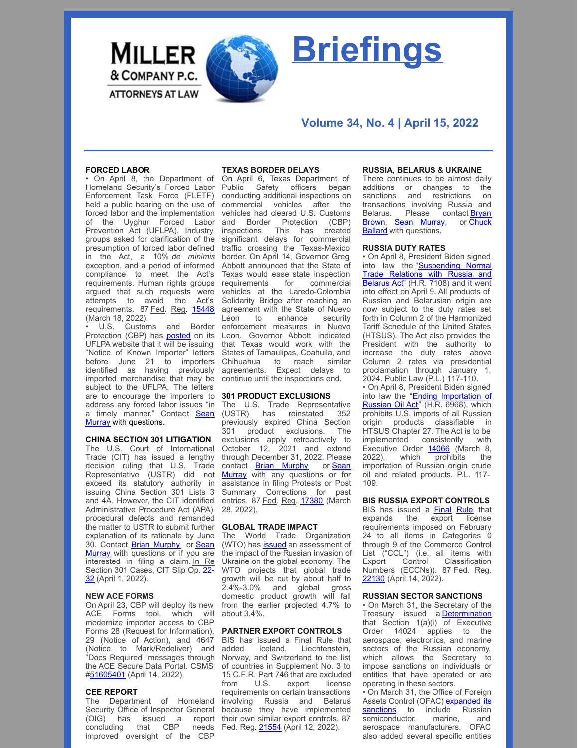# Briefings

**Miller & Company P.C. Attorneys at Law**

**Volume 34, No. 4 | April 15, 2022**

## FORCED LABOR

• On April 8, the Department of Homeland Security's Forced Labor Enforcement Task Force (FLETF) held a public hearing on the use of forced labor and the implementation of the Uyghur Forced Labor Prevention Act (UFLPA). Industry groups asked for clarification of the presumption of forced labor defined in the Act, a 10% *de minimis* exception, and a period of informed compliance to meet the Act's requirements. Human rights groups argued that such requests were attempts to avoid the Act's requirements. 87 Fed. Reg. 15448 (March 18, 2022).

• U.S. Customs and Border Protection (CBP) has posted on its UFLPA website that it will be issuing "Notice of Known Importer" letters before June 21 to importers identified as having previously imported merchandise that may be subject to the UFLPA. The letters are to encourage the importers to address any forced labor issues "in a timely manner." Contact Sean Murray with questions.

## CHINA SECTION 301 LITIGATION

The U.S. Court of International Trade (CIT) has issued a lengthy decision ruling that U.S. Trade Representative (USTR) did not exceed its statutory authority in issuing China Section 301 Lists 3 and 4A. However, the CIT identified Administrative Procedure Act (APA) procedural defects and remanded the matter to USTR to submit further explanation of its rationale by June 30. Contact Brian Murphy or Sean Murray with questions or if you are interested in filing a claim. In Re Section 301 Cases, CIT Slip Op. 22-32 (April 1, 2022).

## NEW ACE FORMS

On April 23, CBP will deploy its new ACE Forms tool, which will modernize importer access to CBP Forms 28 (Request for Information), 29 (Notice of Action), and 4647 (Notice to Mark/Redeliver) and "Docs Required" messages through the ACE Secure Data Portal. CSMS #51605401 (April 14, 2022).

## CEE REPORT

The Department of Homeland Security Office of Inspector General (OIG) has issued a report concluding that CBP needs improved oversight of the CBP

## TEXAS BORDER DELAYS

On April 6, Texas Department of Public Safety officers began conducting additional inspections on commercial vehicles after the vehicles had cleared U.S. Customs and Border Protection (CBP) inspections. This has created significant delays for commercial traffic crossing the Texas-Mexico border. On April 14, Governor Greg Abbott announced that the State of Texas would ease state inspection requirements for commercial vehicles at the Laredo-Colombia Solidarity Bridge after reaching an agreement with the State of Nuevo Leon to enhance security enforcement measures in Nuevo Leon. Governor Abbott indicated that Texas would work with the States of Tamaulipas, Coahuila, and Chihuahua to reach similar agreements. Expect delays to continue until the inspections end.

## 301 PRODUCT EXCLUSIONS

The U.S. Trade Representative (USTR) has reinstated 352 previously expired China Section 301 product exclusions. The exclusions apply retroactively to October 12, 2021 and extend through December 31, 2022. Please contact Brian Murphy or Sean Murray with any questions or for assistance in filing Protests or Post Summary Corrections for past entries. 87 Fed. Reg. 17380 (March 28, 2022).

## GLOBAL TRADE IMPACT

The World Trade Organization (WTO) has issued an assessment of the impact of the Russian invasion of Ukraine on the global economy. The WTO projects that global trade growth will be cut by about half to 2.4%-3.0% and global gross domestic product growth will fall from the earlier projected 4.7% to about 3.4%.

## PARTNER EXPORT CONTROLS

BIS has issued a Final Rule that added Iceland, Liechtenstein, Norway, and Switzerland to the list of countries in Supplement No. 3 to 15 C.F.R. Part 746 that are excluded from U.S. export license requirements on certain transactions involving Russia and Belarus because they have implemented their own similar export controls. 87 Fed. Reg. 21554 (April 12, 2022).

## RUSSIA, BELARUS & UKRAINE

There continues to be almost daily additions or changes to the sanctions and restrictions on transactions involving Russia and Belarus. Please contact Bryan Brown, Sean Murray, or Chuck Ballard with questions.

## RUSSIA DUTY RATES

• On April 8, President Biden signed into law the "Suspending Normal Trade Relations with Russia and Belarus Act" (H.R. 7108) and it went into effect on April 9. All products of Russian and Belarusian origin are now subject to the duty rates set forth in Column 2 of the Harmonized Tariff Schedule of the United States (HTSUS). The Act also provides the President with the authority to increase the duty rates above Column 2 rates via presidential proclamation through January 1, 2024. Public Law (P.L.) 117-110.

• On April 8, President Biden signed into law the "Ending Importation of Russian Oil Act" (H.R. 6968), which prohibits U.S. imports of all Russian origin products classifiable in HTSUS Chapter 27. The Act is to be implemented consistently with Executive Order 14066 (March 8, 2022), which prohibits the importation of Russian origin crude oil and related products. P.L. 117-109.

## BIS RUSSIA EXPORT CONTROLS

BIS has issued a Final Rule that expands the export license requirements imposed on February 24 to all items in Categories 0 through 9 of the Commerce Control List ("CCL") (i.e. all items with Export Control Classification Numbers (ECCNs)). 87 Fed. Reg. 22130 (April 14, 2022).

## RUSSIAN SECTOR SANCTIONS

• On March 31, the Secretary of the Treasury issued a Determination that Section 1(a)(i) of Executive Order 14024 applies to the aerospace, electronics, and marine sectors of the Russian economy, which allows the Secretary to impose sanctions on individuals or entities that have operated or are operating in these sectors.

• On March 31, the Office of Foreign Assets Control (OFAC) expanded its sanctions to include Russian semiconductor, marine, and aerospace manufacturers. OFAC also added several specific entities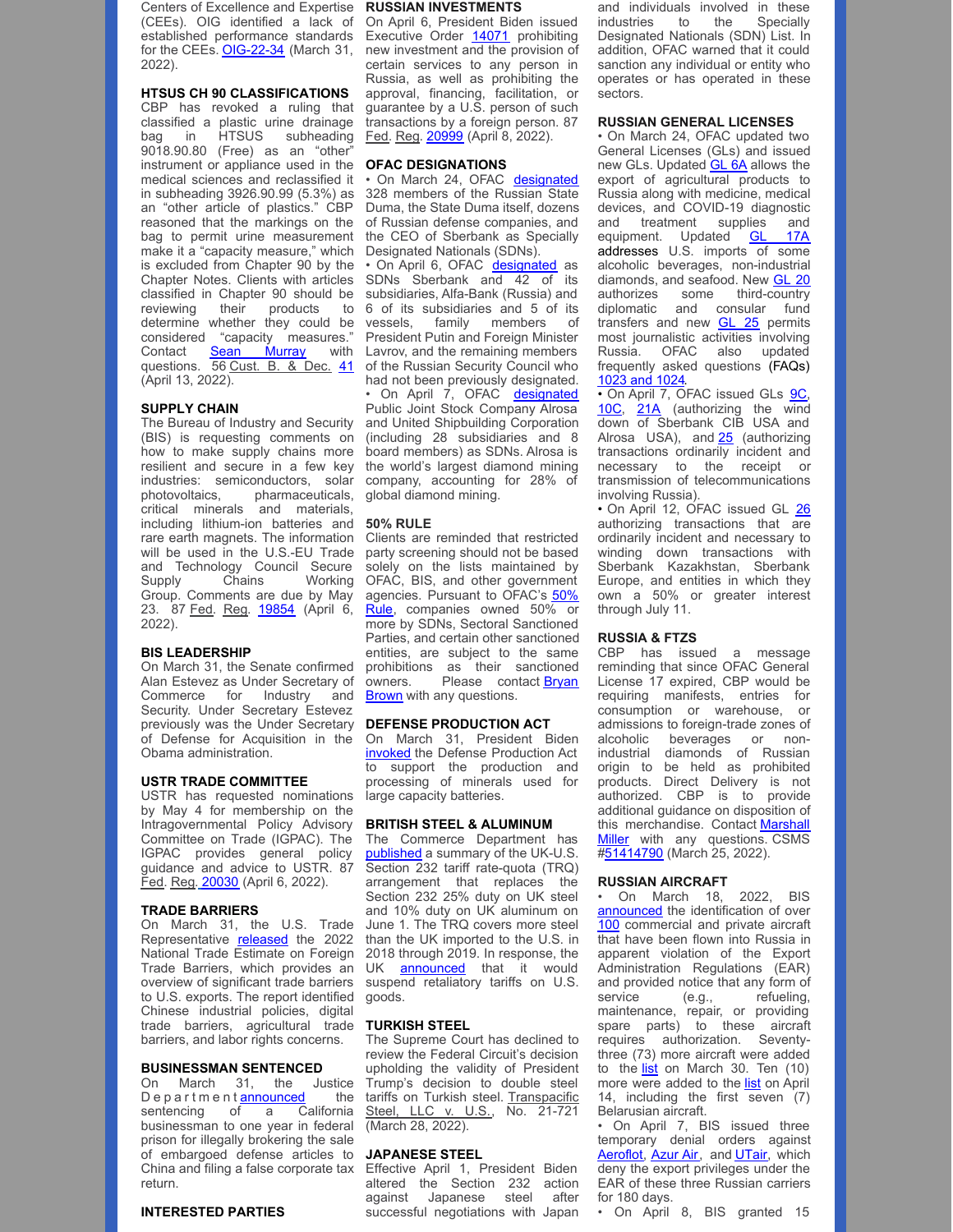Centers of Excellence and Expertise (CEEs). OIG identified a lack of established performance standards for the CEEs. OIG-22-34 (March 31, 2022).

### HTSUS CH 90 CLASSIFICATIONS

CBP has revoked a ruling that classified a plastic urine drainage bag in HTSUS subheading 9018.90.80 (Free) as an "other" instrument or appliance used in the medical sciences and reclassified it in subheading 3926.90.99 (5.3%) as an "other article of plastics." CBP reasoned that the markings on the bag to permit urine measurement make it a "capacity measure," which is excluded from Chapter 90 by the Chapter Notes. Clients with articles classified in Chapter 90 should be reviewing their products to determine whether they could be considered "capacity measures." Contact Sean Murray with questions. 56 Cust. B. & Dec. 41 (April 13, 2022).

### SUPPLY CHAIN

The Bureau of Industry and Security (BIS) is requesting comments on how to make supply chains more resilient and secure in a few key industries: semiconductors, solar photovoltaics, pharmaceuticals, critical minerals and materials, including lithium-ion batteries and rare earth magnets. The information will be used in the U.S.-EU Trade and Technology Council Secure Supply Chains Working Group. Comments are due by May 23. 87 Fed. Reg. 19854 (April 6, 2022).

### BIS LEADERSHIP

On March 31, the Senate confirmed Alan Estevez as Under Secretary of Commerce for Industry and Security. Under Secretary Estevez previously was the Under Secretary of Defense for Acquisition in the Obama administration.

### USTR TRADE COMMITTEE

USTR has requested nominations by May 4 for membership on the Intragovernmental Policy Advisory Committee on Trade (IGPAC). The IGPAC provides general policy guidance and advice to USTR. 87 Fed. Reg. 20030 (April 6, 2022).

### TRADE BARRIERS

On March 31, the U.S. Trade Representative released the 2022 National Trade Estimate on Foreign Trade Barriers, which provides an overview of significant trade barriers to U.S. exports. The report identified Chinese industrial policies, digital trade barriers, agricultural trade barriers, and labor rights concerns.

### BUSINESSMAN SENTENCED

On March 31, the Justice Department announced the sentencing of a California businessman to one year in federal prison for illegally brokering the sale of embargoed defense articles to China and filing a false corporate tax return.

### INTERESTED PARTIES

### RUSSIAN INVESTMENTS

On April 6, President Biden issued Executive Order 14071 prohibiting new investment and the provision of certain services to any person in Russia, as well as prohibiting the approval, financing, facilitation, or guarantee by a U.S. person of such transactions by a foreign person. 87 Fed. Reg. 20999 (April 8, 2022).

### OFAC DESIGNATIONS

- On March 24, OFAC designated 328 members of the Russian State Duma, the State Duma itself, dozens of Russian defense companies, and the CEO of Sberbank as Specially Designated Nationals (SDNs).
- On April 6, OFAC designated as SDNs Sberbank and 42 of its subsidiaries, Alfa-Bank (Russia) and 6 of its subsidiaries and 5 of its vessels, family members of President Putin and Foreign Minister Lavrov, and the remaining members of the Russian Security Council who had not been previously designated.
- On April 7, OFAC designated Public Joint Stock Company Alrosa and United Shipbuilding Corporation (including 28 subsidiaries and 8 board members) as SDNs. Alrosa is the world's largest diamond mining company, accounting for 28% of global diamond mining.

### 50% RULE

Clients are reminded that restricted party screening should not be based solely on the lists maintained by OFAC, BIS, and other government agencies. Pursuant to OFAC's 50% Rule, companies owned 50% or more by SDNs, Sectoral Sanctioned Parties, and certain other sanctioned entities, are subject to the same prohibitions as their sanctioned owners. Please contact Bryan Brown with any questions.

### DEFENSE PRODUCTION ACT

On March 31, President Biden invoked the Defense Production Act to support the production and processing of minerals used for large capacity batteries.

### BRITISH STEEL & ALUMINUM

The Commerce Department has published a summary of the UK-U.S. Section 232 tariff rate-quota (TRQ) arrangement that replaces the Section 232 25% duty on UK steel and 10% duty on UK aluminum on June 1. The TRQ covers more steel than the UK imported to the U.S. in 2018 through 2019. In response, the UK announced that it would suspend retaliatory tariffs on U.S. goods.

### TURKISH STEEL

The Supreme Court has declined to review the Federal Circuit's decision upholding the validity of President Trump's decision to double steel tariffs on Turkish steel. Transpacific Steel, LLC v. U.S., No. 21-721 (March 28, 2022).

### JAPANESE STEEL

Effective April 1, President Biden altered the Section 232 action against Japanese steel after successful negotiations with Japan and individuals involved in these industries to the Specially Designated Nationals (SDN) List. In addition, OFAC warned that it could sanction any individual or entity who operates or has operated in these sectors.

### RUSSIAN GENERAL LICENSES

- On March 24, OFAC updated two General Licenses (GLs) and issued new GLs. Updated GL 6A allows the export of agricultural products to Russia along with medicine, medical devices, and COVID-19 diagnostic and treatment supplies and equipment. Updated GL 17A addresses U.S. imports of some alcoholic beverages, non-industrial diamonds, and seafood. New GL 20 authorizes some third-country diplomatic and consular fund transfers and new GL 25 permits most journalistic activities involving Russia. OFAC also updated frequently asked questions (FAQs) 1023 and 1024.
- On April 7, OFAC issued GLs 9C, 10C, 21A (authorizing the wind down of Sberbank CIB USA and Alrosa USA), and 25 (authorizing transactions ordinarily incident and necessary to the receipt or transmission of telecommunications involving Russia).
- On April 12, OFAC issued GL 26 authorizing transactions that are ordinarily incident and necessary to winding down transactions with Sberbank Kazakhstan, Sberbank Europe, and entities in which they own a 50% or greater interest through July 11.

### RUSSIA & FTZS

CBP has issued a message reminding that since OFAC General License 17 expired, CBP would be requiring manifests, entries for consumption or warehouse, or admissions to foreign-trade zones of alcoholic beverages or non-industrial diamonds of Russian origin to be held as prohibited products. Direct Delivery is not authorized. CBP is to provide additional guidance on disposition of this merchandise. Contact Marshall Miller with any questions. CSMS #51414790 (March 25, 2022).

### RUSSIAN AIRCRAFT

- On March 18, 2022, BIS announced the identification of over 100 commercial and private aircraft that have been flown into Russia in apparent violation of the Export Administration Regulations (EAR) and provided notice that any form of service (e.g., refueling, maintenance, repair, or providing spare parts) to these aircraft requires authorization. Seventy-three (73) more aircraft were added to the list on March 30. Ten (10) more were added to the list on April 14, including the first seven (7) Belarusian aircraft.
- On April 7, BIS issued three temporary denial orders against Aeroflot, Azur Air, and UTair, which deny the export privileges under the EAR of these three Russian carriers for 180 days.
- On April 8, BIS granted 15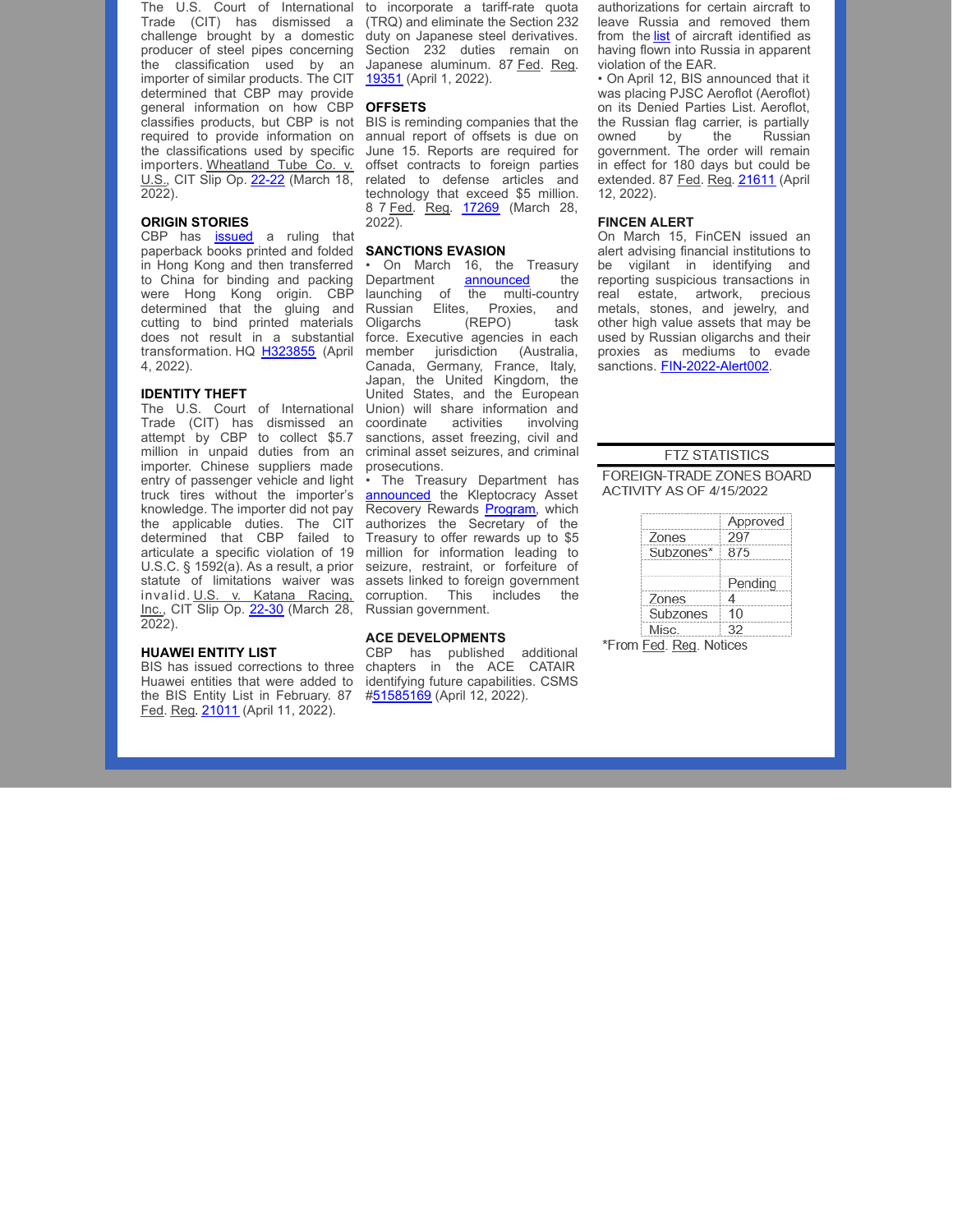The U.S. Court of International Trade (CIT) has dismissed a challenge brought by a domestic producer of steel pipes concerning the classification used by an importer of similar products. The CIT determined that CBP may provide general information on how CBP classifies products, but CBP is not required to provide information on the classifications used by specific importers. Wheatland Tube Co. v. U.S., CIT Slip Op. 22-22 (March 18, 2022).

## ORIGIN STORIES

CBP has issued a ruling that paperback books printed and folded in Hong Kong and then transferred to China for binding and packing were Hong Kong origin. CBP determined that the gluing and cutting to bind printed materials does not result in a substantial transformation. HQ H323855 (April 4, 2022).

## IDENTITY THEFT

The U.S. Court of International Trade (CIT) has dismissed an attempt by CBP to collect $5.7 million in unpaid duties from an importer. Chinese suppliers made entry of passenger vehicle and light truck tires without the importer's knowledge. The importer did not pay the applicable duties. The CIT determined that CBP failed to articulate a specific violation of 19 U.S.C. § 1592(a). As a result, a prior statute of limitations waiver was invalid. U.S. v. Katana Racing, Inc., CIT Slip Op. 22-30 (March 28, 2022).

## HUAWEI ENTITY LIST

BIS has issued corrections to three Huawei entities that were added to the BIS Entity List in February. 87 Fed. Reg. 21011 (April 11, 2022).

to incorporate a tariff-rate quota (TRQ) and eliminate the Section 232 duty on Japanese steel derivatives. Section 232 duties remain on Japanese aluminum. 87 Fed. Reg. 19351 (April 1, 2022).

## OFFSETS

BIS is reminding companies that the annual report of offsets is due on June 15. Reports are required for offset contracts to foreign parties related to defense articles and technology that exceed $5 million. 8 7 Fed. Reg. 17269 (March 28, 2022).

## SANCTIONS EVASION

- On March 16, the Treasury Department announced the launching of the multi-country Russian Elites, Proxies, and Oligarchs (REPO) task force. Executive agencies in each member jurisdiction (Australia, Canada, Germany, France, Italy, Japan, the United Kingdom, the United States, and the European Union) will share information and coordinate activities involving sanctions, asset freezing, civil and criminal asset seizures, and criminal prosecutions.
- The Treasury Department has announced the Kleptocracy Asset Recovery Rewards Program, which authorizes the Secretary of the Treasury to offer rewards up to $5 million for information leading to seizure, restraint, or forfeiture of assets linked to foreign government corruption. This includes the Russian government.

## ACE DEVELOPMENTS

CBP has published additional chapters in the ACE CATAIR identifying future capabilities. CSMS #51585169 (April 12, 2022).

authorizations for certain aircraft to leave Russia and removed them from the list of aircraft identified as having flown into Russia in apparent violation of the EAR.

- On April 12, BIS announced that it was placing PJSC Aeroflot (Aeroflot) on its Denied Parties List. Aeroflot, the Russian flag carrier, is partially owned by the Russian government. The order will remain in effect for 180 days but could be extended. 87 Fed. Reg. 21611 (April 12, 2022).

## FINCEN ALERT

On March 15, FinCEN issued an alert advising financial institutions to be vigilant in identifying and reporting suspicious transactions in real estate, artwork, precious metals, stones, and jewelry, and other high value assets that may be used by Russian oligarchs and their proxies as mediums to evade sanctions. FIN-2022-Alert002.

## FTZ STATISTICS

FOREIGN-TRADE ZONES BOARD ACTIVITY AS OF 4/15/2022

| | Approved |
|---|---|
| Zones | 297 |
| Subzones* | 875 |
| | |
| | Pending |
| Zones | 4 |
| Subzones | 10 |
| Misc. | 32 |

*From Fed. Reg. Notices